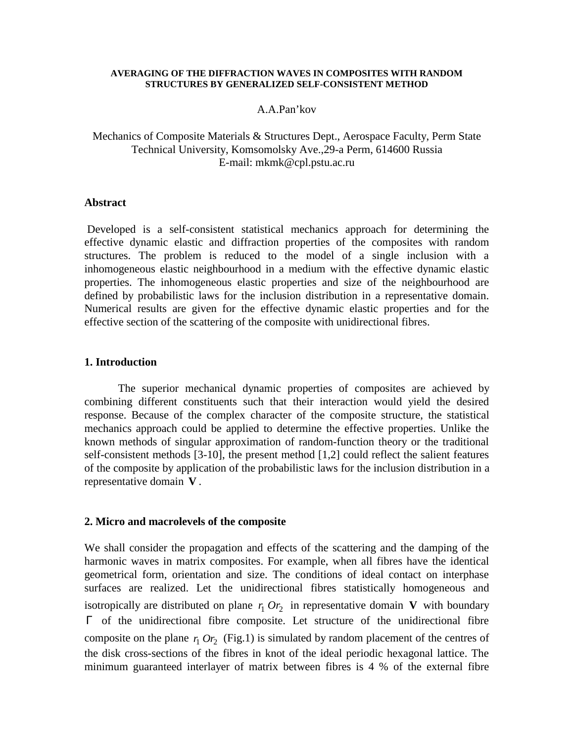# AVERAGING OF THE DIFFRACTION WAVES IN COMPOSITES WITH RANDOM STRUCTURES BY GENERALIZED SELF-CONSISTENT METHOD

A.A.Pan'kov

Mechanics of Composite Materials & Structures Dept., Aerospace Faculty, Perm State Technical University, Komsomolsky Ave.,29-a Perm, 614600 Russia
E-mail: mkmk@cpl.pstu.ac.ru

## Abstract

Developed is a self-consistent statistical mechanics approach for determining the effective dynamic elastic and diffraction properties of the composites with random structures. The problem is reduced to the model of a single inclusion with a inhomogeneous elastic neighbourhood in a medium with the effective dynamic elastic properties. The inhomogeneous elastic properties and size of the neighbourhood are defined by probabilistic laws for the inclusion distribution in a representative domain. Numerical results are given for the effective dynamic elastic properties and for the effective section of the scattering of the composite with unidirectional fibres.

## 1. Introduction

The superior mechanical dynamic properties of composites are achieved by combining different constituents such that their interaction would yield the desired response. Because of the complex character of the composite structure, the statistical mechanics approach could be applied to determine the effective properties. Unlike the known methods of singular approximation of random-function theory or the traditional self-consistent methods [3-10], the present method [1,2] could reflect the salient features of the composite by application of the probabilistic laws for the inclusion distribution in a representative domain $\mathbf{V}$.

## 2. Micro and macrolevels of the composite

We shall consider the propagation and effects of the scattering and the damping of the harmonic waves in matrix composites. For example, when all fibres have the identical geometrical form, orientation and size. The conditions of ideal contact on interphase surfaces are realized. Let the unidirectional fibres statistically homogeneous and isotropically are distributed on plane $r_1 O r_2$ in representative domain $\mathbf{V}$ with boundary $\Gamma$ of the unidirectional fibre composite. Let structure of the unidirectional fibre composite on the plane $r_1 O r_2$ (Fig.1) is simulated by random placement of the centres of the disk cross-sections of the fibres in knot of the ideal periodic hexagonal lattice. The minimum guaranteed interlayer of matrix between fibres is 4 % of the external fibre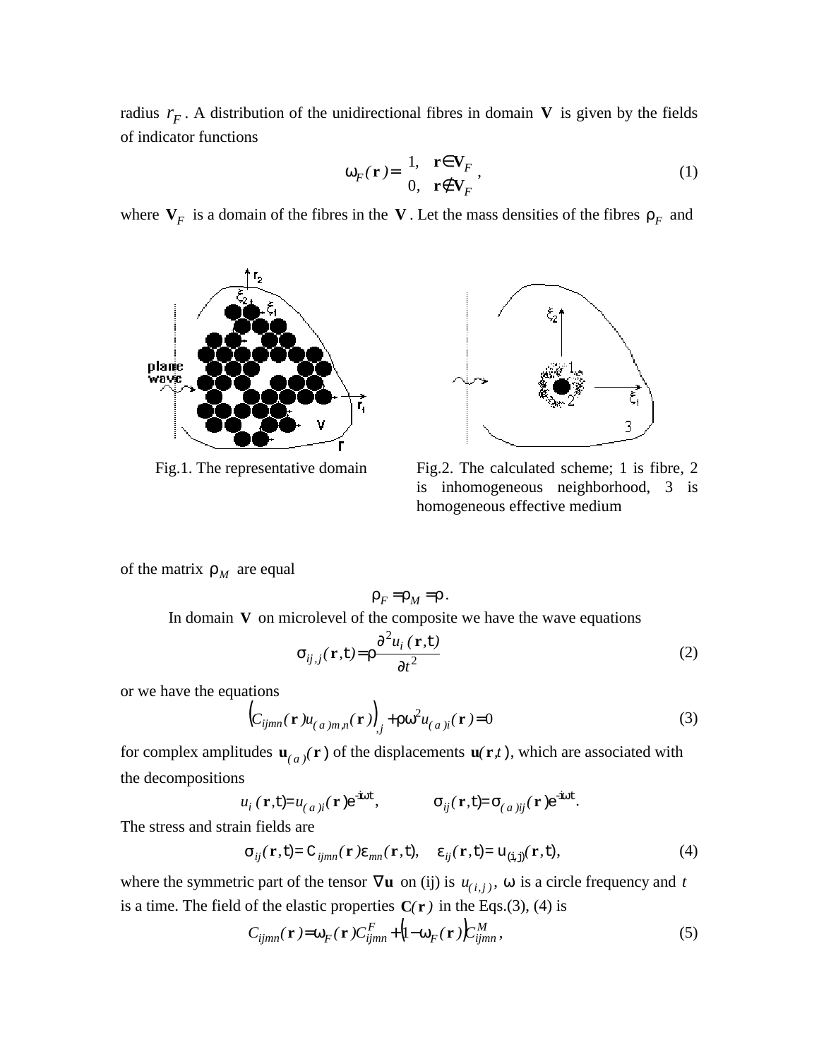radius $r_F$. A distribution of the unidirectional fibres in domain $\mathbf{V}$ is given by the fields of indicator functions

$$\omega_F(\mathbf{r}) = \begin{cases} 1, & \mathbf{r} \in \mathbf{V}_F \\ 0, & \mathbf{r} \notin \mathbf{V}_F \end{cases}, \tag{1}$$

where $\mathbf{V}_F$ is a domain of the fibres in the $\mathbf{V}$. Let the mass densities of the fibres $\rho_F$ and

Fig.1. The representative domain

Fig.2. The calculated scheme; 1 is fibre, 2 is inhomogeneous neighborhood, 3 is homogeneous effective medium

of the matrix $\rho_M$ are equal

$$\rho_F = \rho_M = \rho.$$

In domain $\mathbf{V}$ on microlevel of the composite we have the wave equations

$$\sigma_{ij,j}(\mathbf{r},t) = \rho \frac{\partial^2 u_i(\mathbf{r},t)}{\partial t^2} \tag{2}$$

or we have the equations

$$\left(C_{ijmn}(\mathbf{r}) u_{(a)m,n}(\mathbf{r})\right)_{,j} + \rho\omega^2 u_{(a)i}(\mathbf{r}) = 0 \tag{3}$$

for complex amplitudes $\mathbf{u}_{(a)}(\mathbf{r})$ of the displacements $\mathbf{u}(\mathbf{r},t)$, which are associated with the decompositions

$$u_i(\mathbf{r},t) = u_{(a)i}(\mathbf{r}) e^{-i\omega t}, \qquad \sigma_{ij}(\mathbf{r},t) = \sigma_{(a)ij}(\mathbf{r}) e^{-i\omega t}.$$

The stress and strain fields are

$$\sigma_{ij}(\mathbf{r},t) = C_{ijmn}(\mathbf{r}) \varepsilon_{mn}(\mathbf{r},t), \quad \varepsilon_{ij}(\mathbf{r},t) = u_{(i,j)}(\mathbf{r},t), \tag{4}$$

where the symmetric part of the tensor $\nabla\mathbf{u}$ on (ij) is $u_{(i,j)}$, $\omega$ is a circle frequency and $t$ is a time. The field of the elastic properties $\mathbf{C}(\mathbf{r})$ in the Eqs.(3), (4) is

$$C_{ijmn}(\mathbf{r}) = \omega_F(\mathbf{r}) C^F_{ijmn} + \left(1 - \omega_F(\mathbf{r})\right) C^M_{ijmn}, \tag{5}$$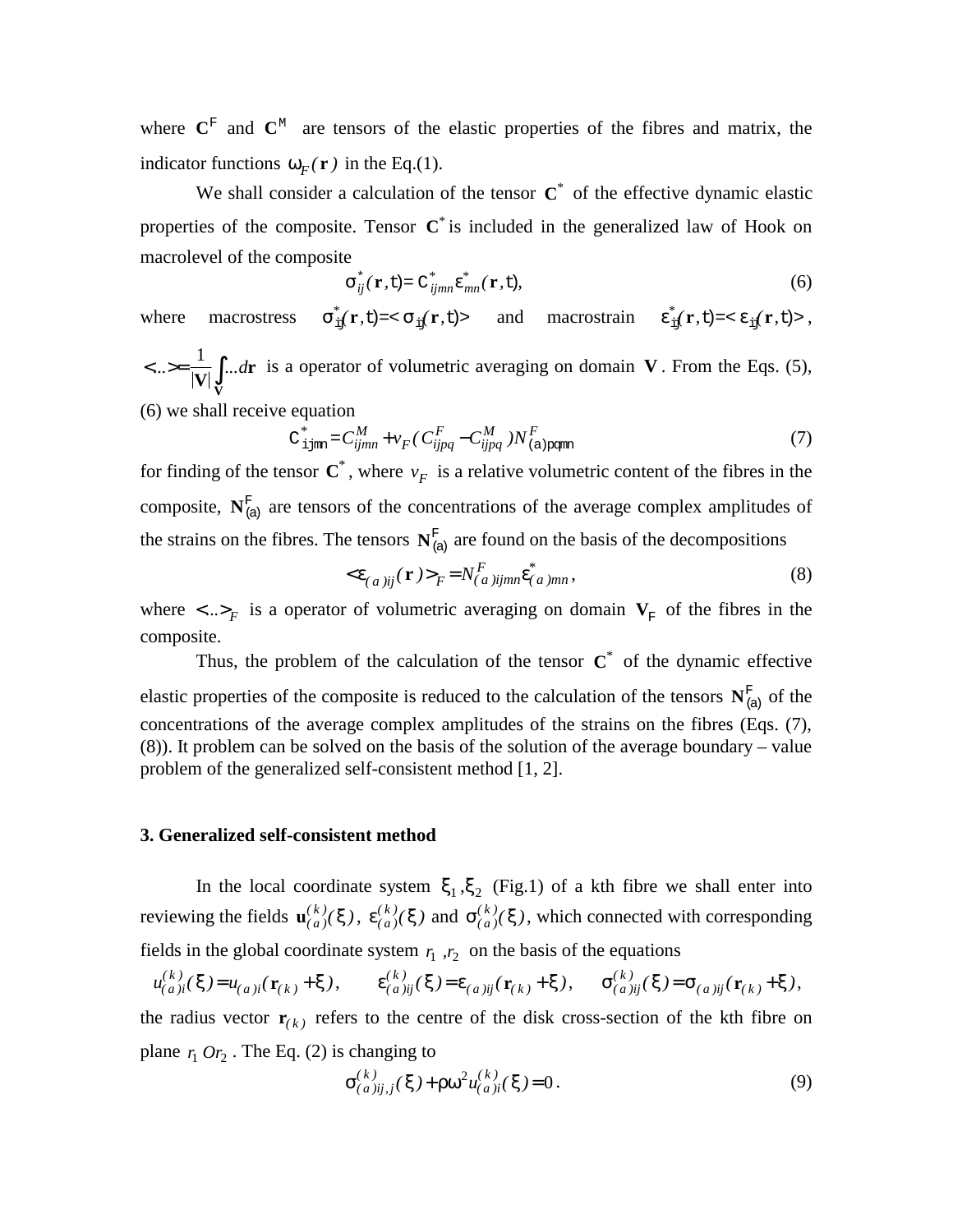where $\mathbf{C}^{\mathsf{F}}$ and $\mathbf{C}^{\mathsf{M}}$ are tensors of the elastic properties of the fibres and matrix, the indicator functions $\omega_F(\mathbf{r})$ in the Eq.(1).

We shall consider a calculation of the tensor $\mathbf{C}^*$ of the effective dynamic elastic properties of the composite. Tensor $\mathbf{C}^*$ is included in the generalized law of Hook on macrolevel of the composite

$$\sigma^*_{ij}(\mathbf{r},t) = C^*_{ijmn}\varepsilon^*_{mn}(\mathbf{r},t), \tag{6}$$

where macrostress $\sigma^*_{ij}(\mathbf{r},t) = <\sigma_{ij}(\mathbf{r},t)>$ and macrostrain $\varepsilon^*_{ij}(\mathbf{r},t) = <\varepsilon_{ij}(\mathbf{r},t)>$, $<...> = \frac{1}{|\mathbf{V}|}\int\limits_{\mathbf{V}}...d\mathbf{r}$ is a operator of volumetric averaging on domain $\mathbf{V}$. From the Eqs. (5), (6) we shall receive equation

$$C^*_{ijmn} = C^M_{ijmn} + v_F(C^F_{ijpq} - C^M_{ijpq})N^F_{(a)pqmn} \tag{7}$$

for finding of the tensor $\mathbf{C}^*$, where $v_F$ is a relative volumetric content of the fibres in the composite, $\mathbf{N}^{\mathsf{F}}_{(a)}$ are tensors of the concentrations of the average complex amplitudes of the strains on the fibres. The tensors $\mathbf{N}^{\mathsf{F}}_{(a)}$ are found on the basis of the decompositions

$$<\varepsilon_{(a)ij}(\mathbf{r})>_F = N^F_{(a)ijmn}\varepsilon^*_{(a)mn}, \tag{8}$$

where $<...>_F$ is a operator of volumetric averaging on domain $\mathbf{V}_{\mathsf{F}}$ of the fibres in the composite.

Thus, the problem of the calculation of the tensor $\mathbf{C}^*$ of the dynamic effective elastic properties of the composite is reduced to the calculation of the tensors $\mathbf{N}^{\mathsf{F}}_{(a)}$ of the concentrations of the average complex amplitudes of the strains on the fibres (Eqs. (7), (8)). It problem can be solved on the basis of the solution of the average boundary – value problem of the generalized self-consistent method [1, 2].

### 3. Generalized self-consistent method

In the local coordinate system $\xi_1, \xi_2$ (Fig.1) of a kth fibre we shall enter into reviewing the fields $\mathbf{u}^{(k)}_{(a)}(\xi)$, $\varepsilon^{(k)}_{(a)}(\xi)$ and $\sigma^{(k)}_{(a)}(\xi)$, which connected with corresponding fields in the global coordinate system $r_1, r_2$ on the basis of the equations

$$u^{(k)}_{(a)i}(\xi) = u_{(a)i}(\mathbf{r}_{(k)} + \xi), \qquad \varepsilon^{(k)}_{(a)ij}(\xi) = \varepsilon_{(a)ij}(\mathbf{r}_{(k)} + \xi), \qquad \sigma^{(k)}_{(a)ij}(\xi) = \sigma_{(a)ij}(\mathbf{r}_{(k)} + \xi),$$

the radius vector $\mathbf{r}_{(k)}$ refers to the centre of the disk cross-section of the kth fibre on plane $r_1 O r_2$. The Eq. (2) is changing to

$$\sigma^{(k)}_{(a)ij,j}(\xi) + \rho\omega^2 u^{(k)}_{(a)i}(\xi) = 0. \tag{9}$$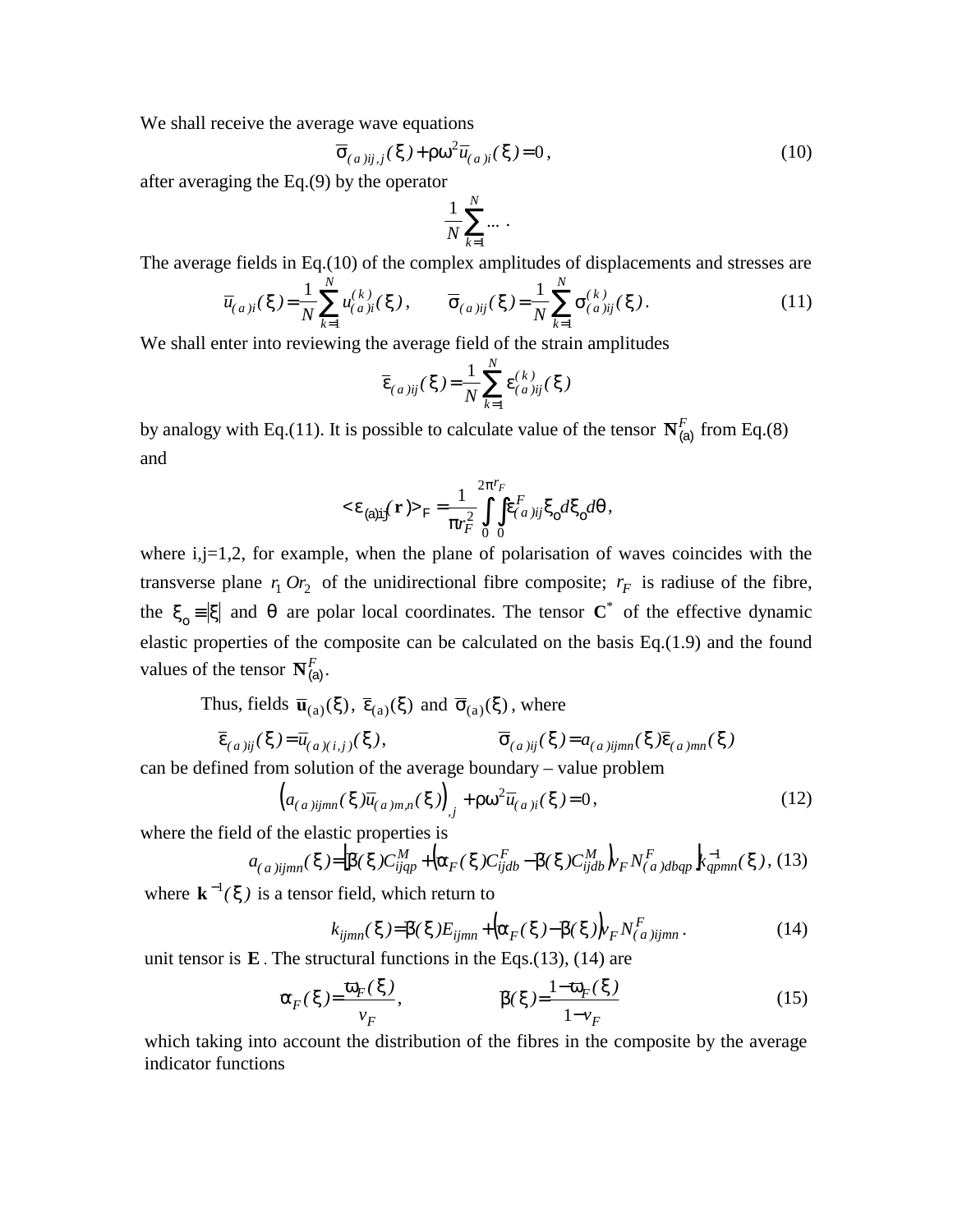We shall receive the average wave equations

$$\bar{\sigma}_{(a)ij,j}(\xi)+\rho\omega^2\bar{u}_{(a)i}(\xi)=0\,, \tag{10}$$

after averaging the Eq.(9) by the operator

$$\frac{1}{N}\sum_{k=1}^{N}\ldots\,.$$

The average fields in Eq.(10) of the complex amplitudes of displacements and stresses are

$$\bar{u}_{(a)i}(\xi)=\frac{1}{N}\sum_{k=1}^{N}u_{(a)i}^{(k)}(\xi)\,,\qquad \bar{\sigma}_{(a)ij}(\xi)=\frac{1}{N}\sum_{k=1}^{N}\sigma_{(a)ij}^{(k)}(\xi)\,. \tag{11}$$

We shall enter into reviewing the average field of the strain amplitudes

$$\bar{\varepsilon}_{(a)ij}(\xi)=\frac{1}{N}\sum_{k=1}^{N}\varepsilon_{(a)ij}^{(k)}(\xi)$$

by analogy with Eq.(11). It is possible to calculate value of the tensor $\mathbf{N}_{(a)}^{F}$ from Eq.(8) and

$$<\varepsilon_{(a)ij}(\mathbf{r})>_F=\frac{1}{\pi r_F^2}\int_0^{2\pi}\int_0^{r_F}\varepsilon_{(a)ij}^{F}\xi_o d\xi_o d\theta\,,$$

where i,j=1,2, for example, when the plane of polarisation of waves coincides with the transverse plane $r_1\,Or_2$ of the unidirectional fibre composite; $r_F$ is radiuse of the fibre, the $\xi_o\equiv|\xi|$ and $\theta$ are polar local coordinates. The tensor $\mathbf{C}^*$ of the effective dynamic elastic properties of the composite can be calculated on the basis Eq.(1.9) and the found values of the tensor $\mathbf{N}_{(a)}^{F}$.

Thus, fields $\bar{\mathbf{u}}_{(a)}(\xi)$, $\bar{\varepsilon}_{(a)}(\xi)$ and $\bar{\sigma}_{(a)}(\xi)$, where

$$\bar{\varepsilon}_{(a)ij}(\xi)=\bar{u}_{(a)(i,j)}(\xi)\,,\qquad \bar{\sigma}_{(a)ij}(\xi)=a_{(a)ijmn}(\xi)\bar{\varepsilon}_{(a)mn}(\xi)$$

can be defined from solution of the average boundary – value problem

$$\left(a_{(a)ijmn}(\xi)\bar{u}_{(a)m,n}(\xi)\right)_{,j}+\rho\omega^2\bar{u}_{(a)i}(\xi)=0\,, \tag{12}$$

where the field of the elastic properties is

$$a_{(a)ijmn}(\xi)=\left[\beta(\xi)C_{ijqp}^{M}+\left(\alpha_F(\xi)C_{ijdb}^{F}-\beta(\xi)C_{ijdb}^{M}\right)v_F N_{(a)dbqp}^{F}\right]k_{qpmn}^{-1}(\xi)\,, \tag{13}$$

where $\mathbf{k}^{-1}(\xi)$ is a tensor field, which return to

$$k_{ijmn}(\xi)=\beta(\xi)E_{ijmn}+\left(\alpha_F(\xi)-\beta(\xi)\right)v_F N_{(a)ijmn}^{F}\,. \tag{14}$$

unit tensor is $\mathbf{E}$. The structural functions in the Eqs.(13), (14) are

$$\alpha_F(\xi)=\frac{\varpi_F(\xi)}{v_F}\,,\qquad \beta(\xi)=\frac{1-\varpi_F(\xi)}{1-v_F} \tag{15}$$

which taking into account the distribution of the fibres in the composite by the average indicator functions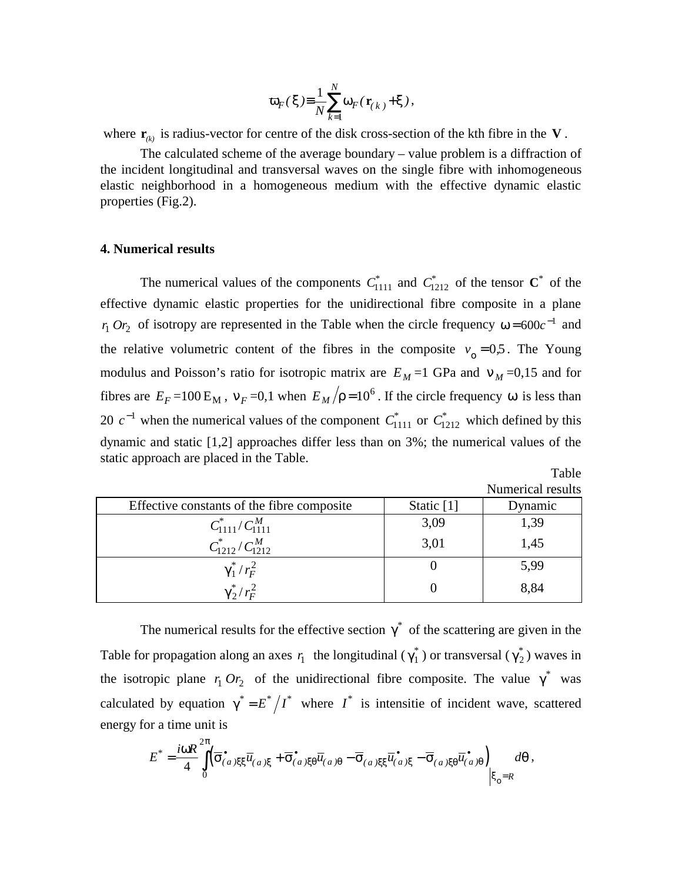$$\varpi_F(\xi) \equiv \frac{1}{N}\sum_{k=1}^{N} \omega_F(\mathbf{r}_{(k)} + \xi),$$

where $\mathbf{r}_{(k)}$ is radius-vector for centre of the disk cross-section of the kth fibre in the $\mathbf{V}$.

The calculated scheme of the average boundary – value problem is a diffraction of the incident longitudinal and transversal waves on the single fibre with inhomogeneous elastic neighborhood in a homogeneous medium with the effective dynamic elastic properties (Fig.2).

## 4. Numerical results

The numerical values of the components $C^*_{1111}$ and $C^*_{1212}$ of the tensor $\mathbf{C}^*$ of the effective dynamic elastic properties for the unidirectional fibre composite in a plane $r_1 O r_2$ of isotropy are represented in the Table when the circle frequency $\omega = 600 c^{-1}$ and the relative volumetric content of the fibres in the composite $v_o = 0{,}5$. The Young modulus and Poisson's ratio for isotropic matrix are $E_M$ =1 GPa and $\nu_M$ =0,15 and for fibres are $E_F$ =100 $E_M$, $\nu_F$ =0,1 when $E_M / \rho = 10^6$. If the circle frequency $\omega$ is less than 20 $c^{-1}$ when the numerical values of the component $C^*_{1111}$ or $C^*_{1212}$ which defined by this dynamic and static [1,2] approaches differ less than on 3%; the numerical values of the static approach are placed in the Table.

Table

Numerical results

| Effective constants of the fibre composite | Static [1] | Dynamic |
|---|---|---|
| $C^*_{1111} / C^M_{1111}$ | 3,09 | 1,39 |
| $C^*_{1212} / C^M_{1212}$ | 3,01 | 1,45 |
| $\gamma^*_1 / r_F^2$ | 0 | 5,99 |
| $\gamma^*_2 / r_F^2$ | 0 | 8,84 |

The numerical results for the effective section $\gamma^*$ of the scattering are given in the Table for propagation along an axes $r_1$ the longitudinal ($\gamma^*_1$) or transversal ($\gamma^*_2$) waves in the isotropic plane $r_1 O r_2$ of the unidirectional fibre composite. The value $\gamma^*$ was calculated by equation $\gamma^* = E^* / I^*$ where $I^*$ is intensitie of incident wave, scattered energy for a time unit is

$$E^* = \frac{i\omega R}{4}\int_0^{2\pi}\left(\bar{\sigma}^{\bullet}_{(a)\xi\xi}\bar{u}_{(a)\xi} + \bar{\sigma}^{\bullet}_{(a)\xi\theta}\bar{u}_{(a)\theta} - \bar{\sigma}_{(a)\xi\xi}\bar{u}^{\bullet}_{(a)\xi} - \bar{\sigma}_{(a)\xi\theta}\bar{u}^{\bullet}_{(a)\theta}\right)\Big|_{\xi_o = R} d\theta,$$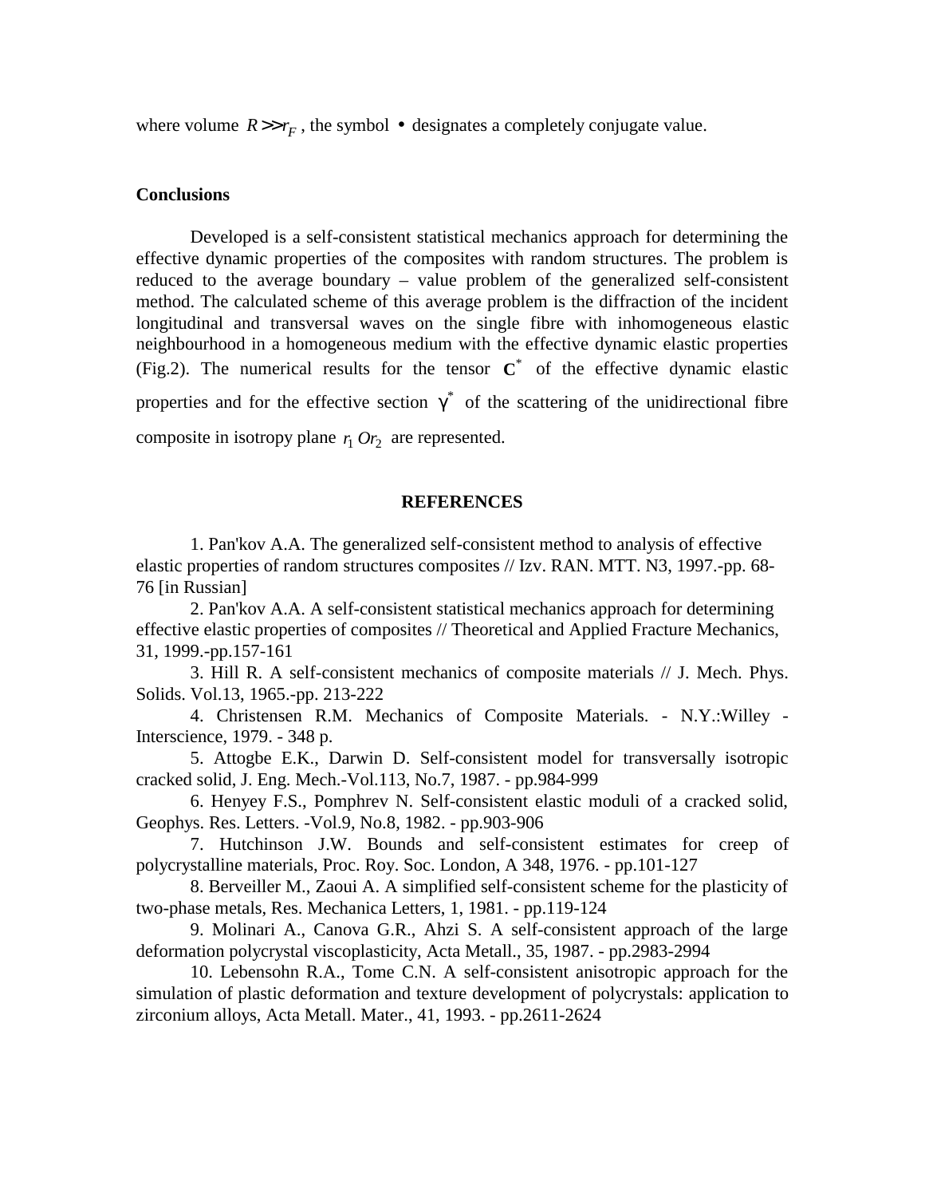where volume $R >> r_F$ , the symbol $\bullet$ designates a completely conjugate value.

## Conclusions

Developed is a self-consistent statistical mechanics approach for determining the effective dynamic properties of the composites with random structures. The problem is reduced to the average boundary – value problem of the generalized self-consistent method. The calculated scheme of this average problem is the diffraction of the incident longitudinal and transversal waves on the single fibre with inhomogeneous elastic neighbourhood in a homogeneous medium with the effective dynamic elastic properties (Fig.2). The numerical results for the tensor $\mathbf{C}^*$ of the effective dynamic elastic properties and for the effective section $\gamma^*$ of the scattering of the unidirectional fibre composite in isotropy plane $r_1 O r_2$ are represented.

## REFERENCES

1. Pan'kov A.A. The generalized self-consistent method to analysis of effective elastic properties of random structures composites // Izv. RAN. MTT. N3, 1997.-pp. 68-76 [in Russian]
2. Pan'kov A.A. A self-consistent statistical mechanics approach for determining effective elastic properties of composites // Theoretical and Applied Fracture Mechanics, 31, 1999.-pp.157-161
3. Hill R. A self-consistent mechanics of composite materials // J. Mech. Phys. Solids. Vol.13, 1965.-pp. 213-222
4. Christensen R.M. Mechanics of Composite Materials. - N.Y.:Willey - Interscience, 1979. - 348 p.
5. Attogbe E.K., Darwin D. Self-consistent model for transversally isotropic cracked solid, J. Eng. Mech.-Vol.113, No.7, 1987. - pp.984-999
6. Henyey F.S., Pomphrev N. Self-consistent elastic moduli of a cracked solid, Geophys. Res. Letters. -Vol.9, No.8, 1982. - pp.903-906
7. Hutchinson J.W. Bounds and self-consistent estimates for creep of polycrystalline materials, Proc. Roy. Soc. London, A 348, 1976. - pp.101-127
8. Berveiller M., Zaoui A. A simplified self-consistent scheme for the plasticity of two-phase metals, Res. Mechanica Letters, 1, 1981. - pp.119-124
9. Molinari A., Canova G.R., Ahzi S. A self-consistent approach of the large deformation polycrystal viscoplasticity, Acta Metall., 35, 1987. - pp.2983-2994
10. Lebensohn R.A., Tome C.N. A self-consistent anisotropic approach for the simulation of plastic deformation and texture development of polycrystals: application to zirconium alloys, Acta Metall. Mater., 41, 1993. - pp.2611-2624